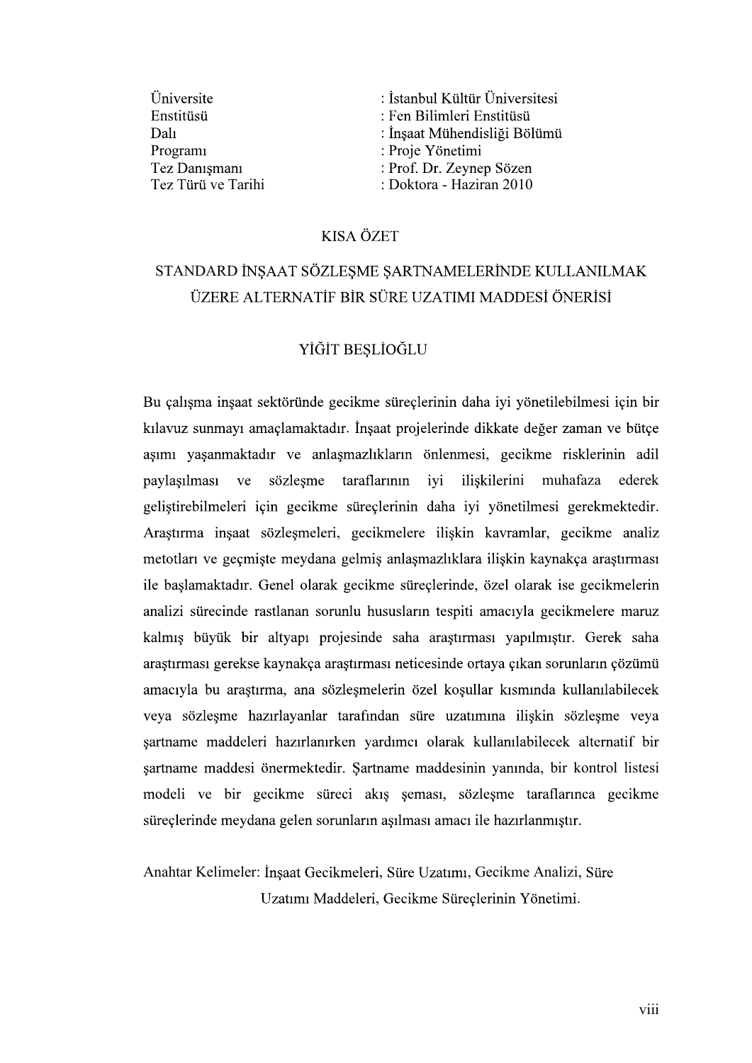| | |
|---|---|
| Üniversite | : İstanbul Kültür Üniversitesi |
| Enstitüsü | : Fen Bilimleri Enstitüsü |
| Dalı | : İnşaat Mühendisliği Bölümü |
| Programı | : Proje Yönetimi |
| Tez Danışmanı | : Prof. Dr. Zeynep Sözen |
| Tez Türü ve Tarihi | : Doktora - Haziran 2010 |

## KISA ÖZET

## STANDARD İNŞAAT SÖZLEŞME ŞARTNAMELERİNDE KULLANILMAK ÜZERE ALTERNATİF BİR SÜRE UZATIMI MADDESİ ÖNERİSİ

YİĞİT BEŞLİOĞLU

Bu çalışma inşaat sektöründe gecikme süreçlerinin daha iyi yönetilebilmesi için bir kılavuz sunmayı amaçlamaktadır. İnşaat projelerinde dikkate değer zaman ve bütçe aşımı yaşanmaktadır ve anlaşmazlıkların önlenmesi, gecikme risklerinin adil paylaşılması ve sözleşme taraflarının iyi ilişkilerini muhafaza ederek geliştirebilmeleri için gecikme süreçlerinin daha iyi yönetilmesi gerekmektedir. Araştırma inşaat sözleşmeleri, gecikmelere ilişkin kavramlar, gecikme analiz metotları ve geçmişte meydana gelmiş anlaşmazlıklara ilişkin kaynakça araştırması ile başlamaktadır. Genel olarak gecikme süreçlerinde, özel olarak ise gecikmelerin analizi sürecinde rastlanan sorunlu hususların tespiti amacıyla gecikmelere maruz kalmış büyük bir altyapı projesinde saha araştırması yapılmıştır. Gerek saha araştırması gerekse kaynakça araştırması neticesinde ortaya çıkan sorunların çözümü amacıyla bu araştırma, ana sözleşmelerin özel koşullar kısmında kullanılabilecek veya sözleşme hazırlayanlar tarafından süre uzatımına ilişkin sözleşme veya şartname maddeleri hazırlanırken yardımcı olarak kullanılabilecek alternatif bir şartname maddesi önermektedir. Şartname maddesinin yanında, bir kontrol listesi modeli ve bir gecikme süreci akış şeması, sözleşme taraflarınca gecikme süreçlerinde meydana gelen sorunların aşılması amacı ile hazırlanmıştır.

Anahtar Kelimeler: İnşaat Gecikmeleri, Süre Uzatımı, Gecikme Analizi, Süre Uzatımı Maddeleri, Gecikme Süreçlerinin Yönetimi.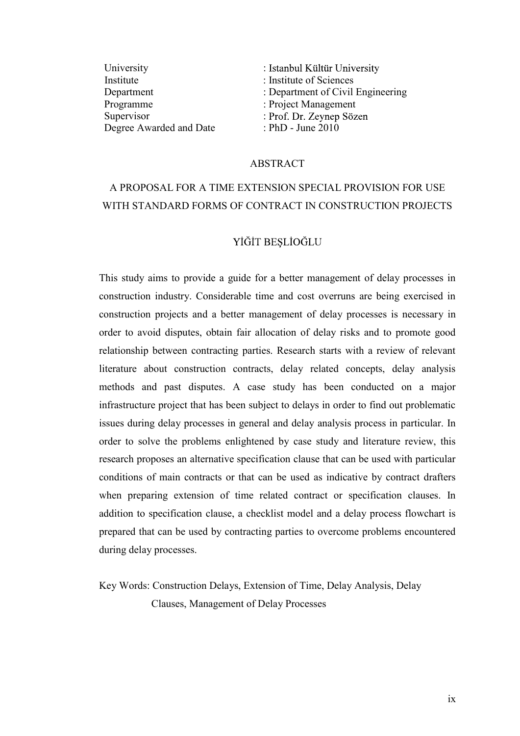| | |
|---|---|
| University | : Istanbul Kültür University |
| Institute | : Institute of Sciences |
| Department | : Department of Civil Engineering |
| Programme | : Project Management |
| Supervisor | : Prof. Dr. Zeynep Sözen |
| Degree Awarded and Date | : PhD - June 2010 |

## ABSTRACT

## A PROPOSAL FOR A TIME EXTENSION SPECIAL PROVISION FOR USE WITH STANDARD FORMS OF CONTRACT IN CONSTRUCTION PROJECTS

YİĞİT BEŞLİOĞLU

This study aims to provide a guide for a better management of delay processes in construction industry. Considerable time and cost overruns are being exercised in construction projects and a better management of delay processes is necessary in order to avoid disputes, obtain fair allocation of delay risks and to promote good relationship between contracting parties. Research starts with a review of relevant literature about construction contracts, delay related concepts, delay analysis methods and past disputes. A case study has been conducted on a major infrastructure project that has been subject to delays in order to find out problematic issues during delay processes in general and delay analysis process in particular. In order to solve the problems enlightened by case study and literature review, this research proposes an alternative specification clause that can be used with particular conditions of main contracts or that can be used as indicative by contract drafters when preparing extension of time related contract or specification clauses. In addition to specification clause, a checklist model and a delay process flowchart is prepared that can be used by contracting parties to overcome problems encountered during delay processes.

Key Words: Construction Delays, Extension of Time, Delay Analysis, Delay Clauses, Management of Delay Processes